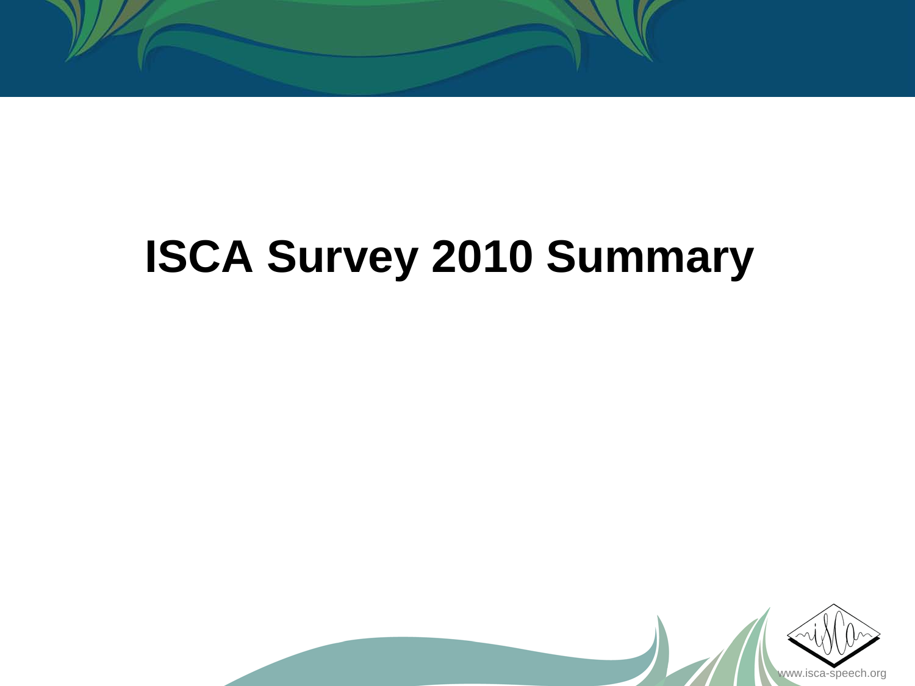# ISCA Survey 2010 Summary

www.isca-speech.org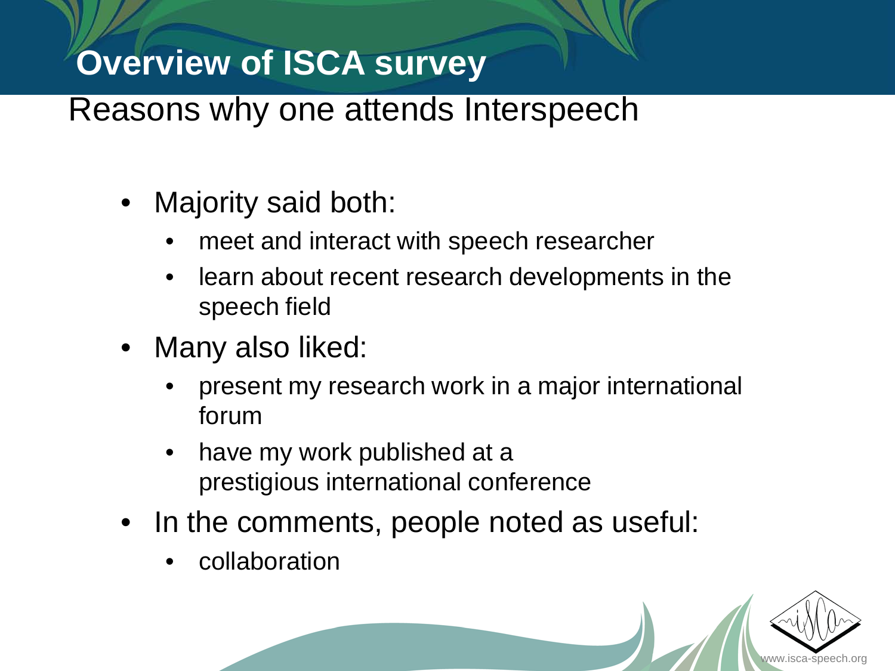# Overview of ISCA survey

## Reasons why one attends Interspeech

- Majority said both:
  - meet and interact with speech researcher
  - learn about recent research developments in the speech field
- Many also liked:
  - present my research work in a major international forum
  - have my work published at a prestigious international conference
- In the comments, people noted as useful:
  - collaboration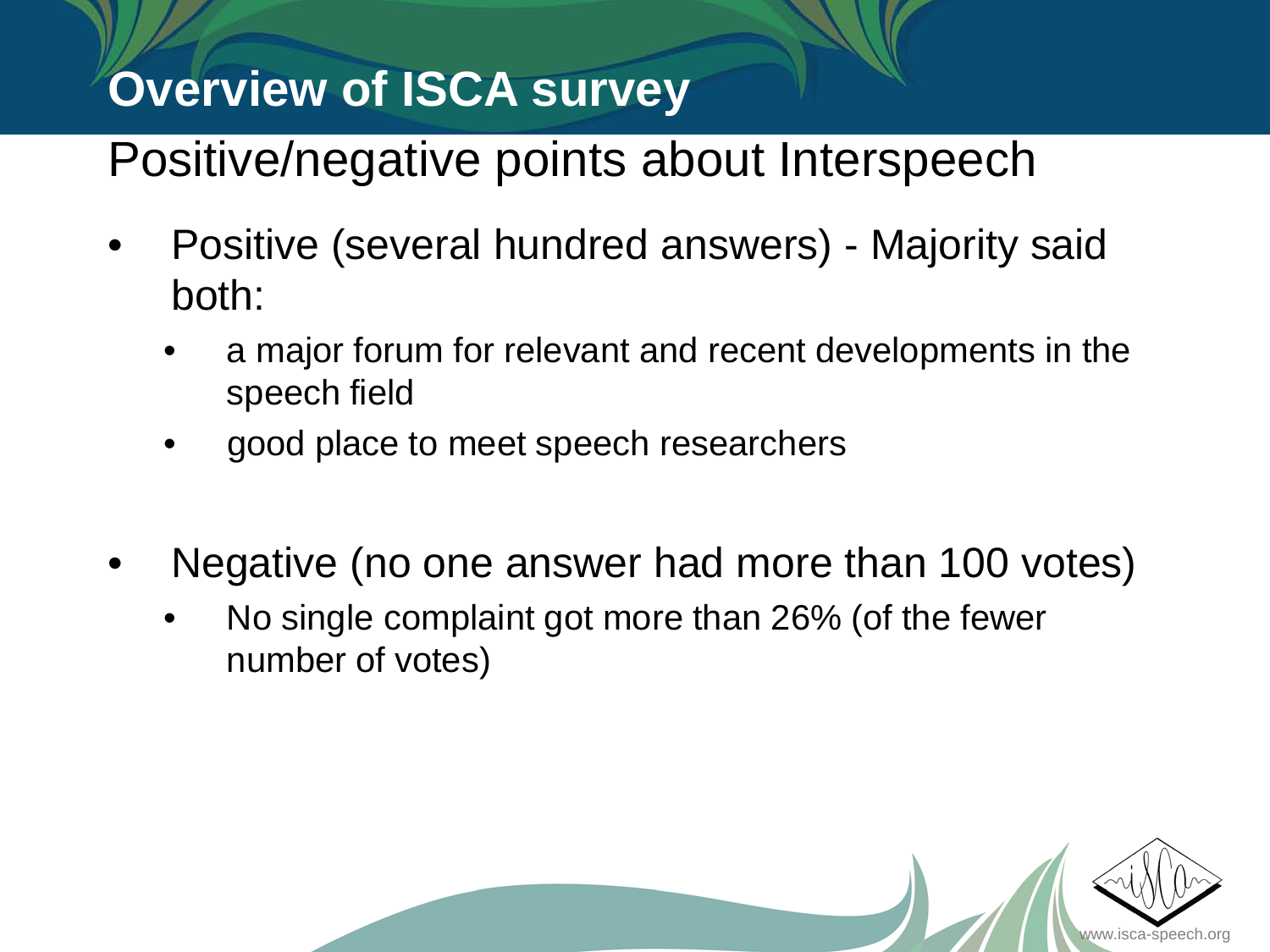# Overview of ISCA survey

## Positive/negative points about Interspeech

- Positive (several hundred answers) - Majority said both:
  - a major forum for relevant and recent developments in the speech field
  - good place to meet speech researchers
- Negative (no one answer had more than 100 votes)
  - No single complaint got more than 26% (of the fewer number of votes)

www.isca-speech.org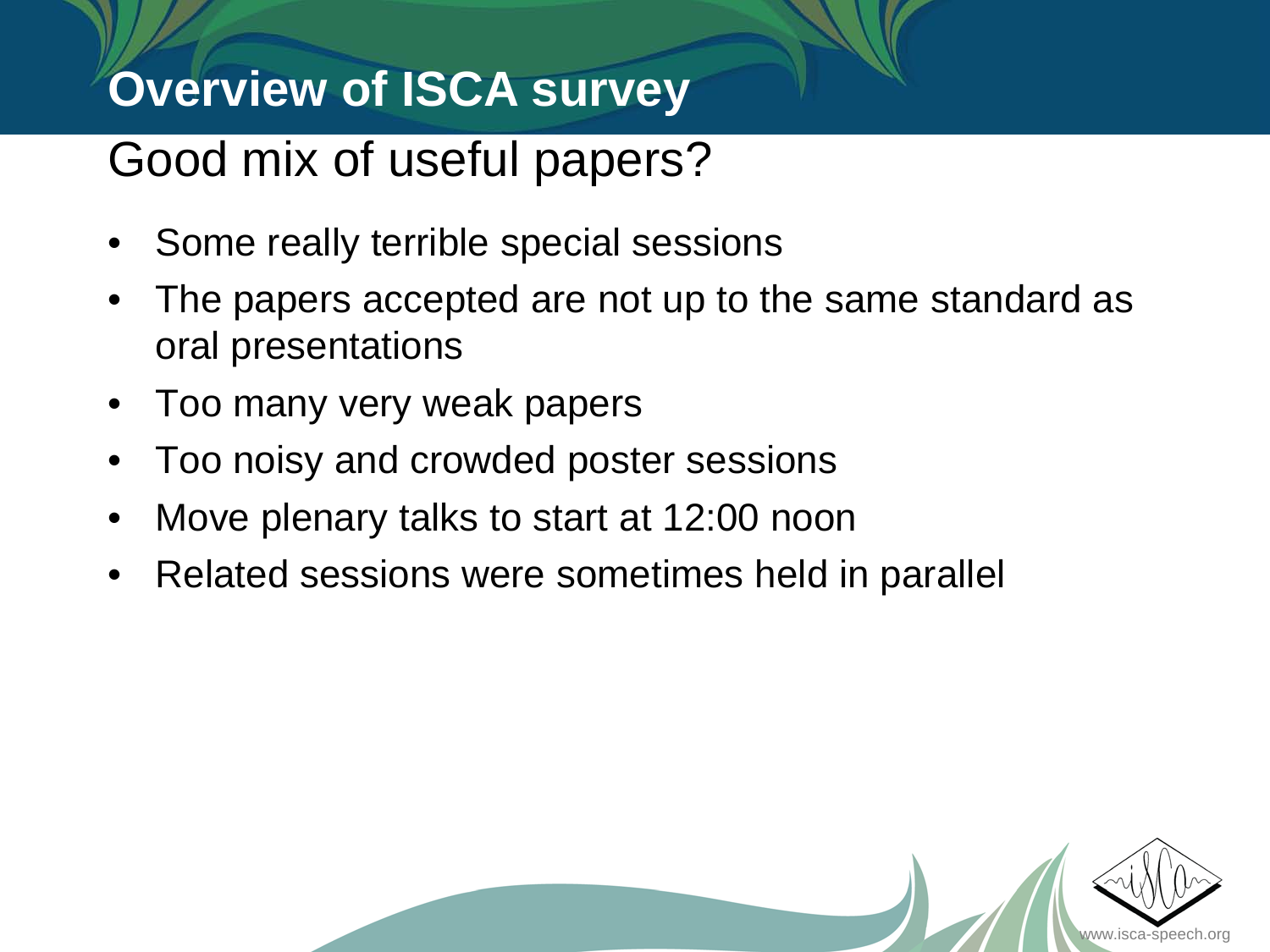# Overview of ISCA survey

## Good mix of useful papers?

- Some really terrible special sessions
- The papers accepted are not up to the same standard as oral presentations
- Too many very weak papers
- Too noisy and crowded poster sessions
- Move plenary talks to start at 12:00 noon
- Related sessions were sometimes held in parallel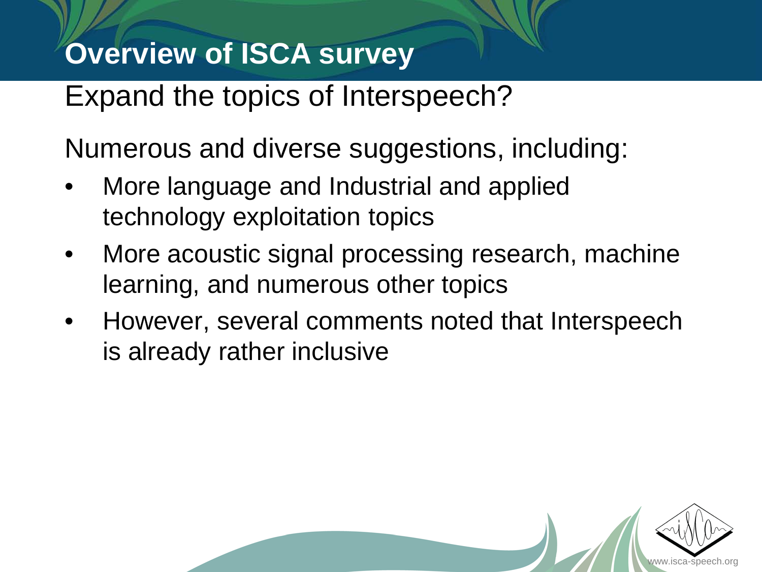# Overview of ISCA survey

## Expand the topics of Interspeech?

Numerous and diverse suggestions, including:

- More language and Industrial and applied technology exploitation topics
- More acoustic signal processing research, machine learning, and numerous other topics
- However, several comments noted that Interspeech is already rather inclusive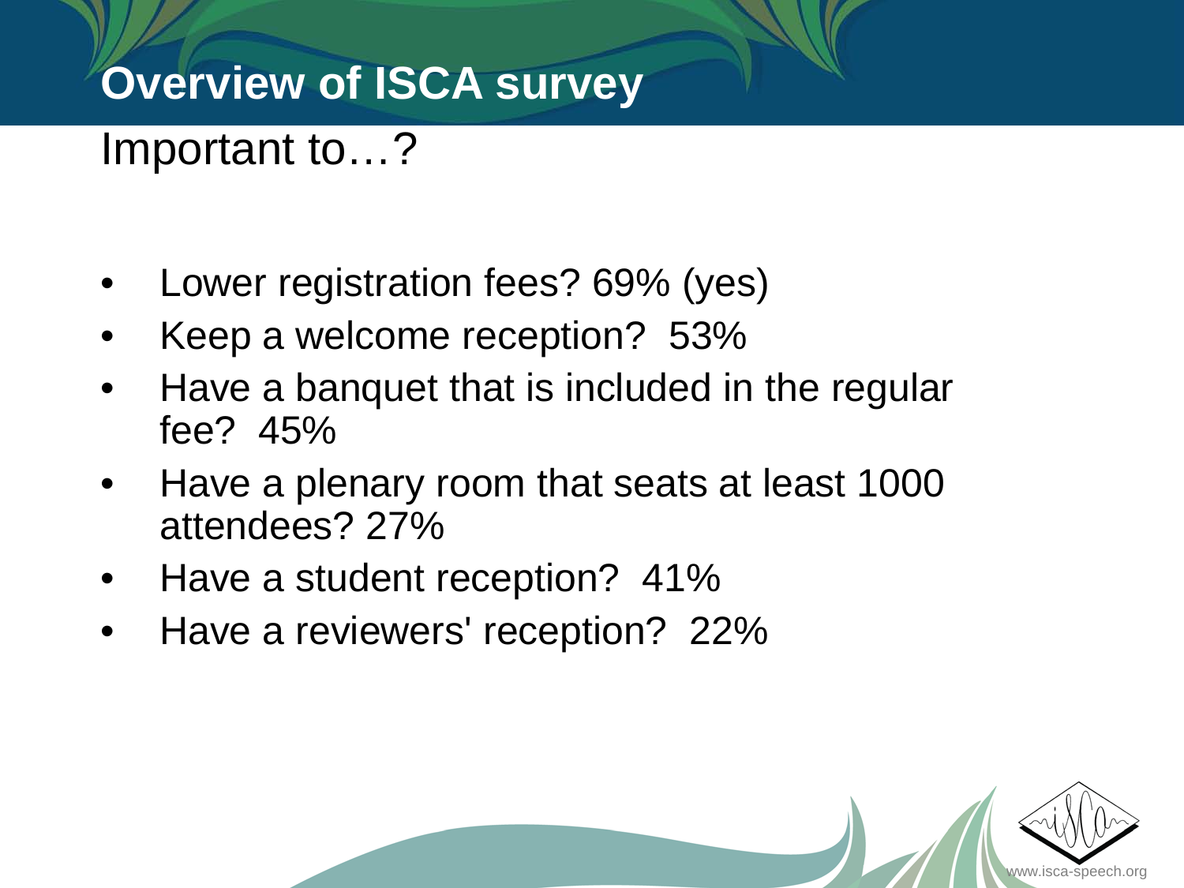# Overview of ISCA survey

## Important to…?

- Lower registration fees? 69% (yes)
- Keep a welcome reception? 53%
- Have a banquet that is included in the regular fee? 45%
- Have a plenary room that seats at least 1000 attendees? 27%
- Have a student reception? 41%
- Have a reviewers' reception? 22%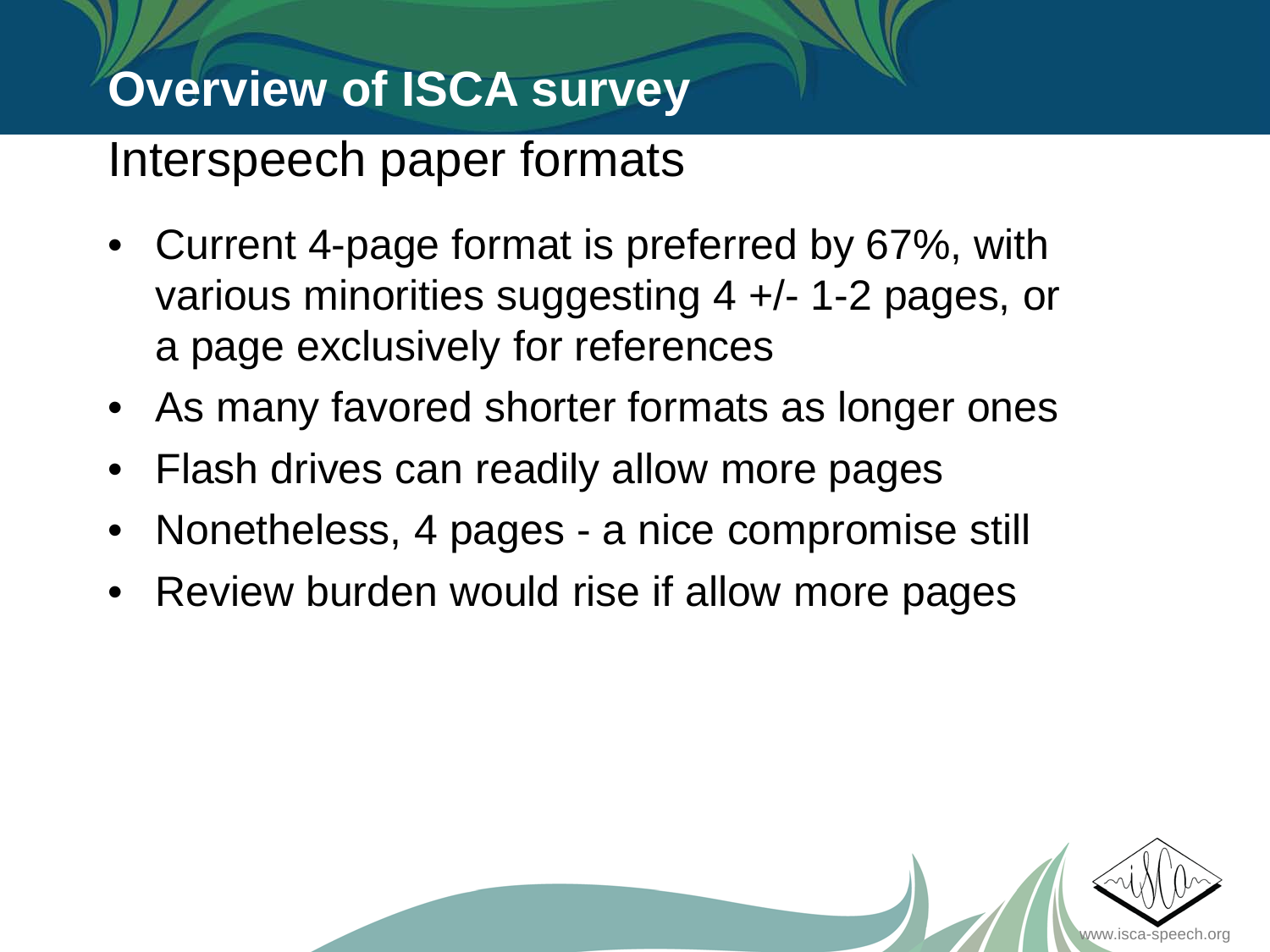# Overview of ISCA survey

## Interspeech paper formats

- Current 4-page format is preferred by 67%, with various minorities suggesting 4 +/- 1-2 pages, or a page exclusively for references
- As many favored shorter formats as longer ones
- Flash drives can readily allow more pages
- Nonetheless, 4 pages - a nice compromise still
- Review burden would rise if allow more pages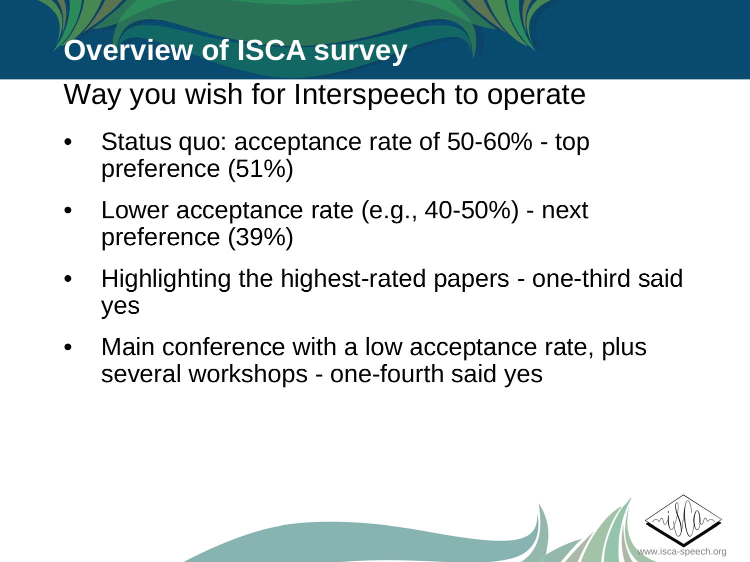# Overview of ISCA survey

## Way you wish for Interspeech to operate

- Status quo: acceptance rate of 50-60% - top preference (51%)
- Lower acceptance rate (e.g., 40-50%) - next preference (39%)
- Highlighting the highest-rated papers - one-third said yes
- Main conference with a low acceptance rate, plus several workshops - one-fourth said yes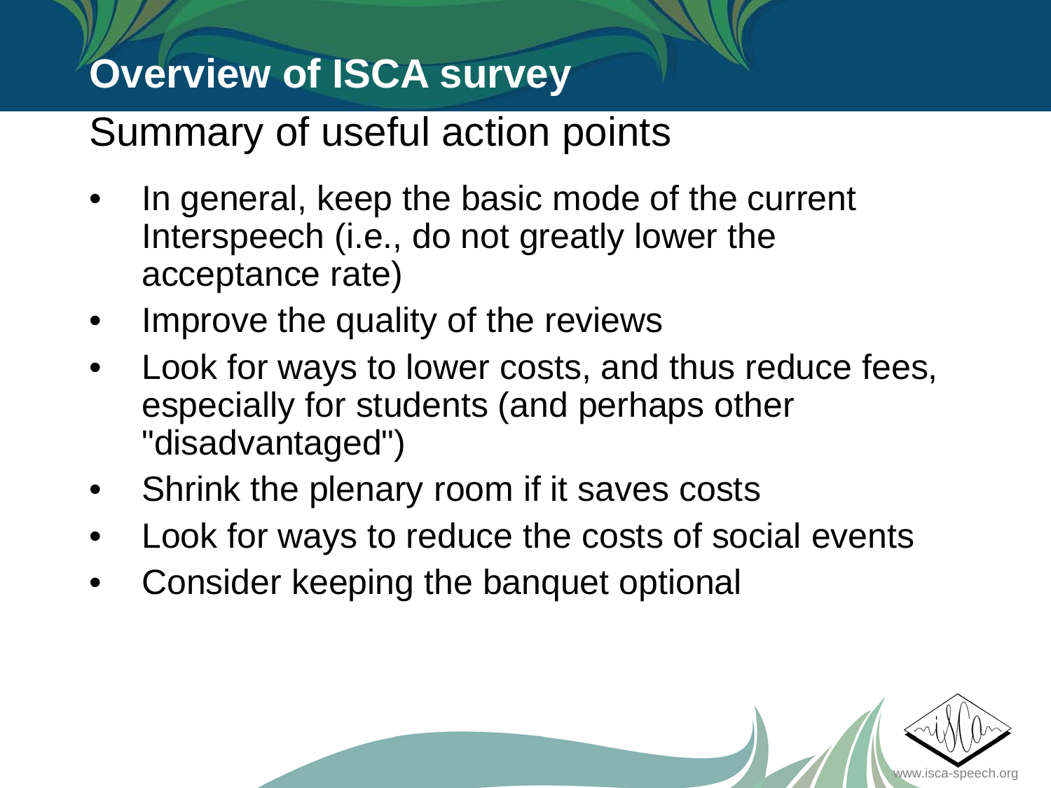# Overview of ISCA survey

## Summary of useful action points

- In general, keep the basic mode of the current Interspeech (i.e., do not greatly lower the acceptance rate)
- Improve the quality of the reviews
- Look for ways to lower costs, and thus reduce fees, especially for students (and perhaps other "disadvantaged")
- Shrink the plenary room if it saves costs
- Look for ways to reduce the costs of social events
- Consider keeping the banquet optional